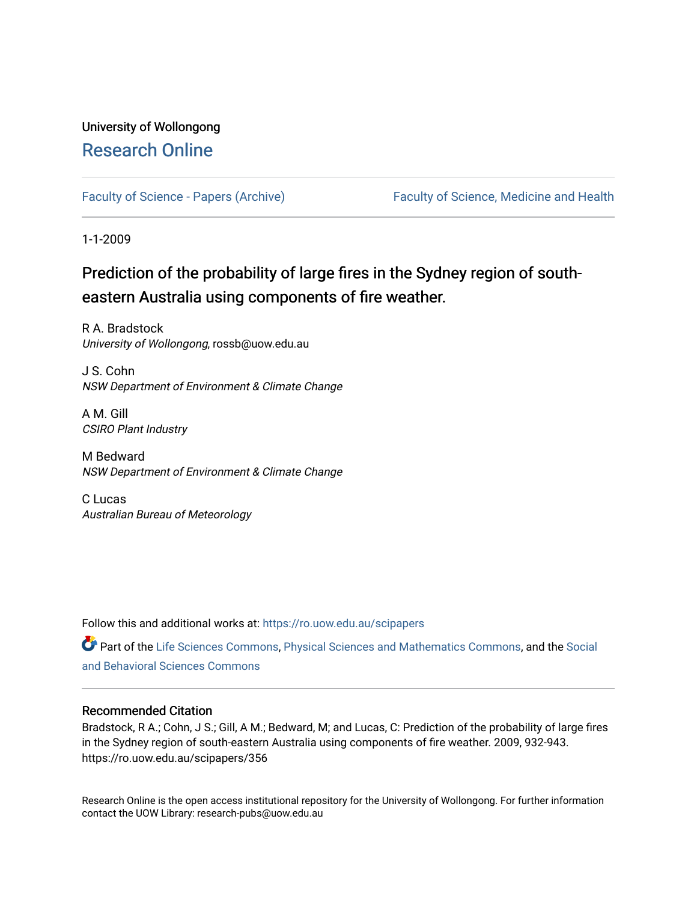University of Wollongong

## Research Online

Faculty of Science - Papers (Archive)

Faculty of Science, Medicine and Health

1-1-2009

# Prediction of the probability of large fires in the Sydney region of south-eastern Australia using components of fire weather.

R A. Bradstock
*University of Wollongong*, rossb@uow.edu.au

J S. Cohn
*NSW Department of Environment & Climate Change*

A M. Gill
*CSIRO Plant Industry*

M Bedward
*NSW Department of Environment & Climate Change*

C Lucas
*Australian Bureau of Meteorology*

Follow this and additional works at: https://ro.uow.edu.au/scipapers

Part of the Life Sciences Commons, Physical Sciences and Mathematics Commons, and the Social and Behavioral Sciences Commons

### Recommended Citation

Bradstock, R A.; Cohn, J S.; Gill, A M.; Bedward, M; and Lucas, C: Prediction of the probability of large fires in the Sydney region of south-eastern Australia using components of fire weather. 2009, 932-943.
https://ro.uow.edu.au/scipapers/356

Research Online is the open access institutional repository for the University of Wollongong. For further information contact the UOW Library: research-pubs@uow.edu.au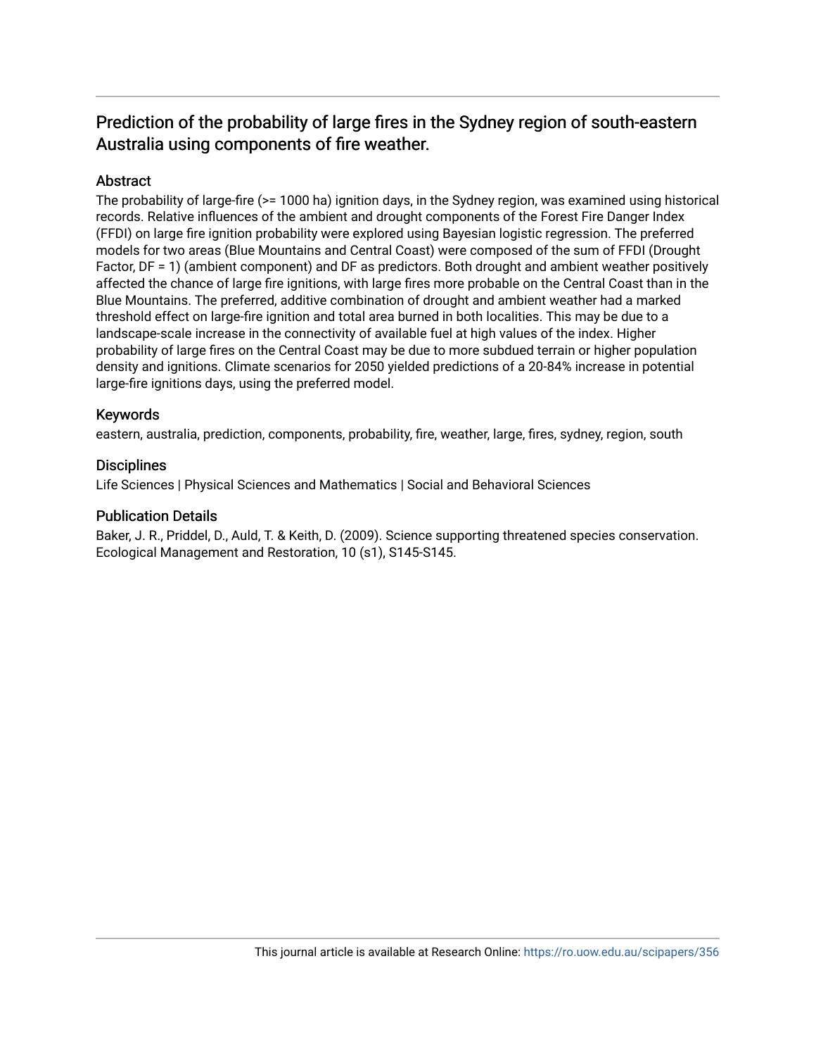# Prediction of the probability of large fires in the Sydney region of south-eastern Australia using components of fire weather.

## Abstract

The probability of large-fire (>= 1000 ha) ignition days, in the Sydney region, was examined using historical records. Relative influences of the ambient and drought components of the Forest Fire Danger Index (FFDI) on large fire ignition probability were explored using Bayesian logistic regression. The preferred models for two areas (Blue Mountains and Central Coast) were composed of the sum of FFDI (Drought Factor, DF = 1) (ambient component) and DF as predictors. Both drought and ambient weather positively affected the chance of large fire ignitions, with large fires more probable on the Central Coast than in the Blue Mountains. The preferred, additive combination of drought and ambient weather had a marked threshold effect on large-fire ignition and total area burned in both localities. This may be due to a landscape-scale increase in the connectivity of available fuel at high values of the index. Higher probability of large fires on the Central Coast may be due to more subdued terrain or higher population density and ignitions. Climate scenarios for 2050 yielded predictions of a 20-84% increase in potential large-fire ignitions days, using the preferred model.

## Keywords

eastern, australia, prediction, components, probability, fire, weather, large, fires, sydney, region, south

## Disciplines

Life Sciences | Physical Sciences and Mathematics | Social and Behavioral Sciences

## Publication Details

Baker, J. R., Priddel, D., Auld, T. & Keith, D. (2009). Science supporting threatened species conservation. Ecological Management and Restoration, 10 (s1), S145-S145.

This journal article is available at Research Online: https://ro.uow.edu.au/scipapers/356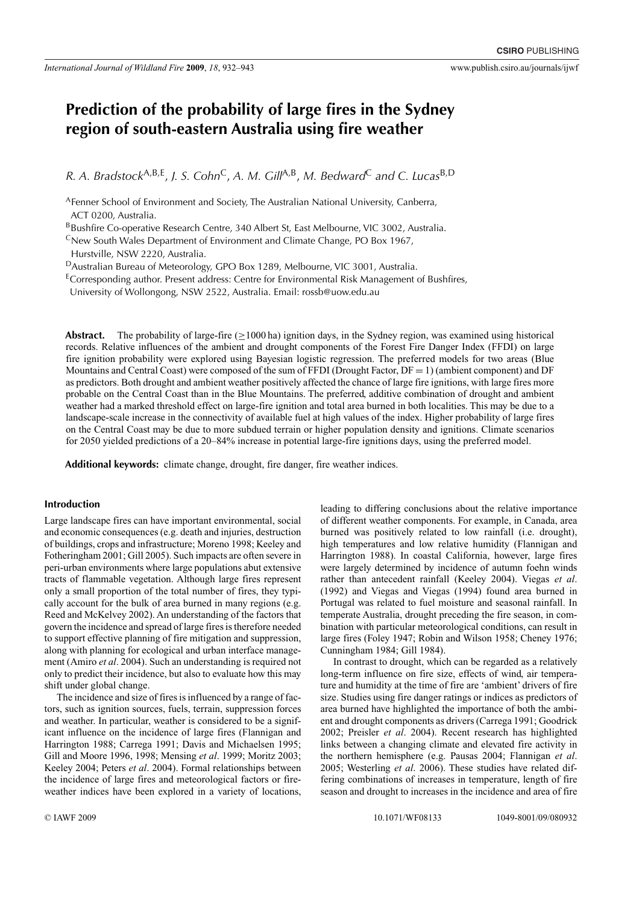# Prediction of the probability of large fires in the Sydney region of south-eastern Australia using fire weather

*R. A. Bradstock*[A,B,E], *J. S. Cohn*[C], *A. M. Gill*[A,B], *M. Bedward*[C] *and C. Lucas*[B,D]

[A]Fenner School of Environment and Society, The Australian National University, Canberra, ACT 0200, Australia.

[B]Bushfire Co-operative Research Centre, 340 Albert St, East Melbourne, VIC 3002, Australia.

[C]New South Wales Department of Environment and Climate Change, PO Box 1967, Hurstville, NSW 2220, Australia.

[D]Australian Bureau of Meteorology, GPO Box 1289, Melbourne, VIC 3001, Australia.

[E]Corresponding author. Present address: Centre for Environmental Risk Management of Bushfires, University of Wollongong, NSW 2522, Australia. Email: rossb@uow.edu.au

**Abstract.** The probability of large-fire (≥1000 ha) ignition days, in the Sydney region, was examined using historical records. Relative influences of the ambient and drought components of the Forest Fire Danger Index (FFDI) on large fire ignition probability were explored using Bayesian logistic regression. The preferred models for two areas (Blue Mountains and Central Coast) were composed of the sum of FFDI (Drought Factor, DF = 1) (ambient component) and DF as predictors. Both drought and ambient weather positively affected the chance of large fire ignitions, with large fires more probable on the Central Coast than in the Blue Mountains. The preferred, additive combination of drought and ambient weather had a marked threshold effect on large-fire ignition and total area burned in both localities. This may be due to a landscape-scale increase in the connectivity of available fuel at high values of the index. Higher probability of large fires on the Central Coast may be due to more subdued terrain or higher population density and ignitions. Climate scenarios for 2050 yielded predictions of a 20–84% increase in potential large-fire ignitions days, using the preferred model.

**Additional keywords:** climate change, drought, fire danger, fire weather indices.

## Introduction

Large landscape fires can have important environmental, social and economic consequences (e.g. death and injuries, destruction of buildings, crops and infrastructure; Moreno 1998; Keeley and Fotheringham 2001; Gill 2005). Such impacts are often severe in peri-urban environments where large populations abut extensive tracts of flammable vegetation. Although large fires represent only a small proportion of the total number of fires, they typically account for the bulk of area burned in many regions (e.g. Reed and McKelvey 2002). An understanding of the factors that govern the incidence and spread of large fires is therefore needed to support effective planning of fire mitigation and suppression, along with planning for ecological and urban interface management (Amiro *et al*. 2004). Such an understanding is required not only to predict their incidence, but also to evaluate how this may shift under global change.

The incidence and size of fires is influenced by a range of factors, such as ignition sources, fuels, terrain, suppression forces and weather. In particular, weather is considered to be a significant influence on the incidence of large fires (Flannigan and Harrington 1988; Carrega 1991; Davis and Michaelsen 1995; Gill and Moore 1996, 1998; Mensing *et al*. 1999; Moritz 2003; Keeley 2004; Peters *et al*. 2004). Formal relationships between the incidence of large fires and meteorological factors or fire-weather indices have been explored in a variety of locations, leading to differing conclusions about the relative importance of different weather components. For example, in Canada, area burned was positively related to low rainfall (i.e. drought), high temperatures and low relative humidity (Flannigan and Harrington 1988). In coastal California, however, large fires were largely determined by incidence of autumn foehn winds rather than antecedent rainfall (Keeley 2004). Viegas *et al*. (1992) and Viegas and Viegas (1994) found area burned in Portugal was related to fuel moisture and seasonal rainfall. In temperate Australia, drought preceding the fire season, in combination with particular meteorological conditions, can result in large fires (Foley 1947; Robin and Wilson 1958; Cheney 1976; Cunningham 1984; Gill 1984).

In contrast to drought, which can be regarded as a relatively long-term influence on fire size, effects of wind, air temperature and humidity at the time of fire are 'ambient' drivers of fire size. Studies using fire danger ratings or indices as predictors of area burned have highlighted the importance of both the ambient and drought components as drivers (Carrega 1991; Goodrick 2002; Preisler *et al*. 2004). Recent research has highlighted links between a changing climate and elevated fire activity in the northern hemisphere (e.g. Pausas 2004; Flannigan *et al*. 2005; Westerling *et al*. 2006). These studies have related differing combinations of increases in temperature, length of fire season and drought to increases in the incidence and area of fire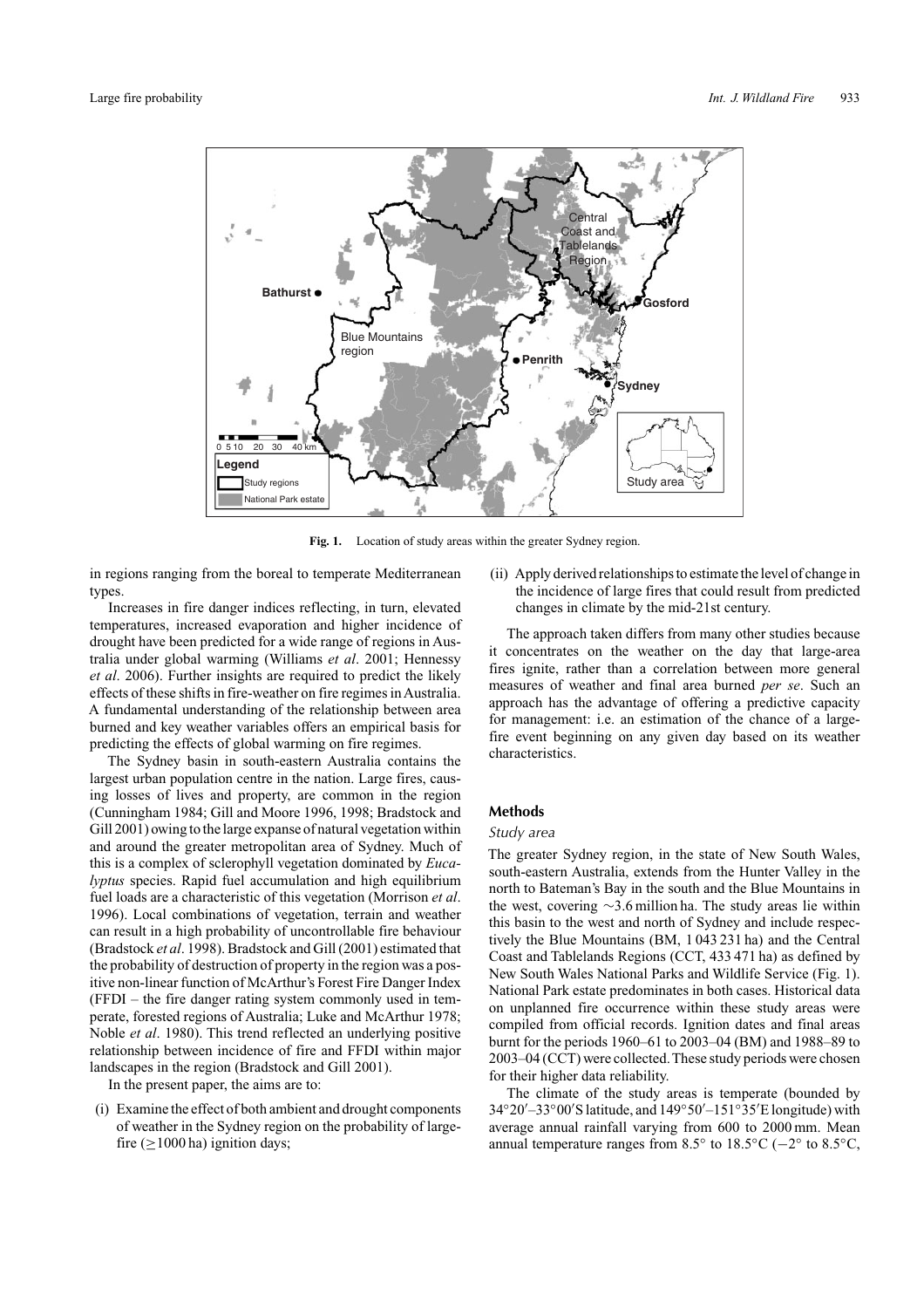**Fig. 1.** Location of study areas within the greater Sydney region.

in regions ranging from the boreal to temperate Mediterranean types.

Increases in fire danger indices reflecting, in turn, elevated temperatures, increased evaporation and higher incidence of drought have been predicted for a wide range of regions in Australia under global warming (Williams *et al*. 2001; Hennessy *et al*. 2006). Further insights are required to predict the likely effects of these shifts in fire-weather on fire regimes in Australia. A fundamental understanding of the relationship between area burned and key weather variables offers an empirical basis for predicting the effects of global warming on fire regimes.

The Sydney basin in south-eastern Australia contains the largest urban population centre in the nation. Large fires, causing losses of lives and property, are common in the region (Cunningham 1984; Gill and Moore 1996, 1998; Bradstock and Gill 2001) owing to the large expanse of natural vegetation within and around the greater metropolitan area of Sydney. Much of this is a complex of sclerophyll vegetation dominated by *Eucalyptus* species. Rapid fuel accumulation and high equilibrium fuel loads are a characteristic of this vegetation (Morrison *et al*. 1996). Local combinations of vegetation, terrain and weather can result in a high probability of uncontrollable fire behaviour (Bradstock *et al*. 1998). Bradstock and Gill (2001) estimated that the probability of destruction of property in the region was a positive non-linear function of McArthur's Forest Fire Danger Index (FFDI – the fire danger rating system commonly used in temperate, forested regions of Australia; Luke and McArthur 1978; Noble *et al*. 1980). This trend reflected an underlying positive relationship between incidence of fire and FFDI within major landscapes in the region (Bradstock and Gill 2001).

In the present paper, the aims are to:

(i) Examine the effect of both ambient and drought components of weather in the Sydney region on the probability of large-fire ($\geq$1000 ha) ignition days;

(ii) Apply derived relationships to estimate the level of change in the incidence of large fires that could result from predicted changes in climate by the mid-21st century.

The approach taken differs from many other studies because it concentrates on the weather on the day that large-area fires ignite, rather than a correlation between more general measures of weather and final area burned *per se*. Such an approach has the advantage of offering a predictive capacity for management: i.e. an estimation of the chance of a large-fire event beginning on any given day based on its weather characteristics.

## Methods

### Study area

The greater Sydney region, in the state of New South Wales, south-eastern Australia, extends from the Hunter Valley in the north to Bateman's Bay in the south and the Blue Mountains in the west, covering ~3.6 million ha. The study areas lie within this basin to the west and north of Sydney and include respectively the Blue Mountains (BM, 1 043 231 ha) and the Central Coast and Tablelands Regions (CCT, 433 471 ha) as defined by New South Wales National Parks and Wildlife Service (Fig. 1). National Park estate predominates in both cases. Historical data on unplanned fire occurrence within these study areas were compiled from official records. Ignition dates and final areas burnt for the periods 1960–61 to 2003–04 (BM) and 1988–89 to 2003–04 (CCT) were collected. These study periods were chosen for their higher data reliability.

The climate of the study areas is temperate (bounded by 34°20′–33°00′S latitude, and 149°50′–151°35′E longitude) with average annual rainfall varying from 600 to 2000 mm. Mean annual temperature ranges from 8.5° to 18.5°C (−2° to 8.5°C,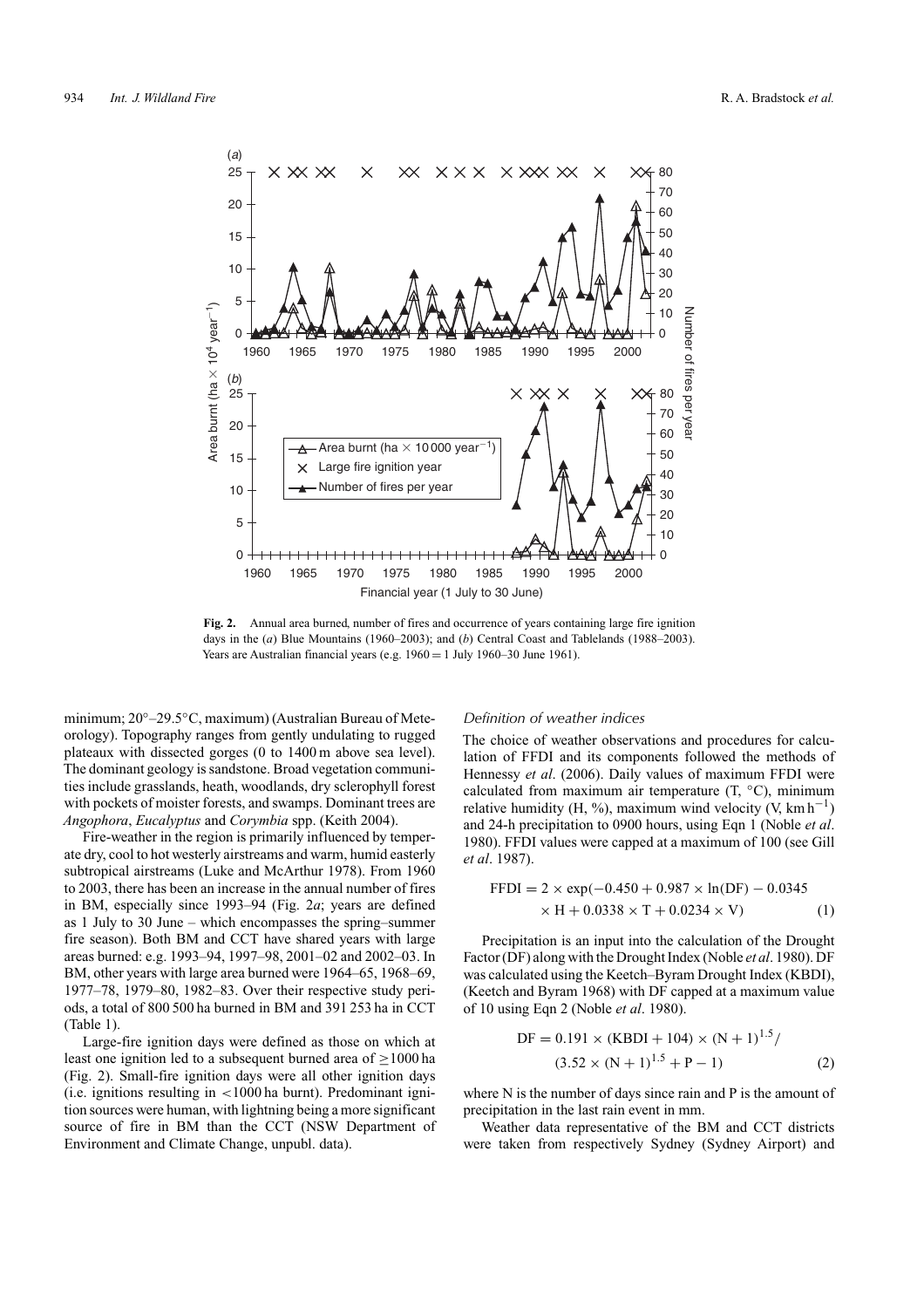**Fig. 2.** Annual area burned, number of fires and occurrence of years containing large fire ignition days in the (*a*) Blue Mountains (1960–2003); and (*b*) Central Coast and Tablelands (1988–2003). Years are Australian financial years (e.g. 1960 = 1 July 1960–30 June 1961).

minimum; 20°–29.5°C, maximum) (Australian Bureau of Meteorology). Topography ranges from gently undulating to rugged plateaux with dissected gorges (0 to 1400 m above sea level). The dominant geology is sandstone. Broad vegetation communities include grasslands, heath, woodlands, dry sclerophyll forest with pockets of moister forests, and swamps. Dominant trees are *Angophora*, *Eucalyptus* and *Corymbia* spp. (Keith 2004).

Fire-weather in the region is primarily influenced by temperate dry, cool to hot westerly airstreams and warm, humid easterly subtropical airstreams (Luke and McArthur 1978). From 1960 to 2003, there has been an increase in the annual number of fires in BM, especially since 1993–94 (Fig. 2*a*; years are defined as 1 July to 30 June – which encompasses the spring–summer fire season). Both BM and CCT have shared years with large areas burned: e.g. 1993–94, 1997–98, 2001–02 and 2002–03. In BM, other years with large area burned were 1964–65, 1968–69, 1977–78, 1979–80, 1982–83. Over their respective study periods, a total of 800 500 ha burned in BM and 391 253 ha in CCT (Table 1).

Large-fire ignition days were defined as those on which at least one ignition led to a subsequent burned area of ≥1000 ha (Fig. 2). Small-fire ignition days were all other ignition days (i.e. ignitions resulting in <1000 ha burnt). Predominant ignition sources were human, with lightning being a more significant source of fire in BM than the CCT (NSW Department of Environment and Climate Change, unpubl. data).

### *Definition of weather indices*

The choice of weather observations and procedures for calculation of FFDI and its components followed the methods of Hennessy *et al*. (2006). Daily values of maximum FFDI were calculated from maximum air temperature (T, °C), minimum relative humidity (H, %), maximum wind velocity (V, km h$^{-1}$) and 24-h precipitation to 0900 hours, using Eqn 1 (Noble *et al*. 1980). FFDI values were capped at a maximum of 100 (see Gill *et al*. 1987).

$$\mathrm{FFDI} = 2 \times \exp(-0.450 + 0.987 \times \ln(\mathrm{DF}) - 0.0345 \times \mathrm{H} + 0.0338 \times \mathrm{T} + 0.0234 \times \mathrm{V}) \quad (1)$$

Precipitation is an input into the calculation of the Drought Factor (DF) along with the Drought Index (Noble *et al*. 1980). DF was calculated using the Keetch–Byram Drought Index (KBDI), (Keetch and Byram 1968) with DF capped at a maximum value of 10 using Eqn 2 (Noble *et al*. 1980).

$$\mathrm{DF} = 0.191 \times (\mathrm{KBDI} + 104) \times (\mathrm{N} + 1)^{1.5} / (3.52 \times (\mathrm{N} + 1)^{1.5} + \mathrm{P} - 1) \quad (2)$$

where N is the number of days since rain and P is the amount of precipitation in the last rain event in mm.

Weather data representative of the BM and CCT districts were taken from respectively Sydney (Sydney Airport) and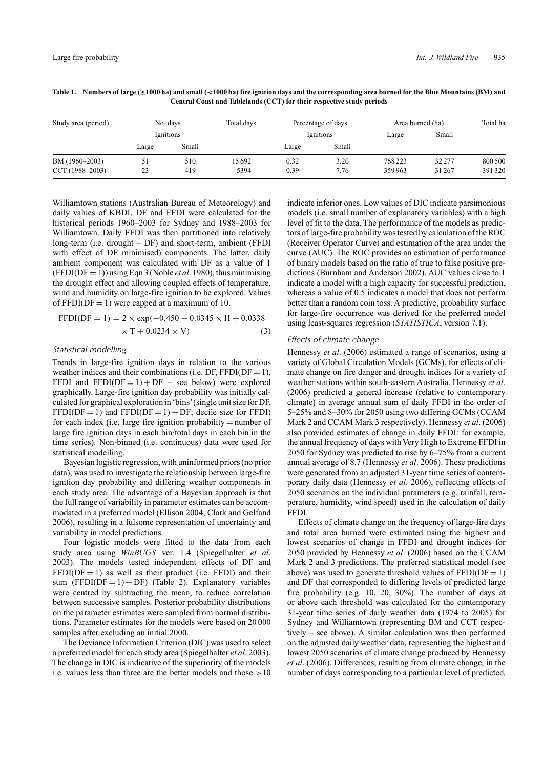**Table 1. Numbers of large (≥1000 ha) and small (<1000 ha) fire ignition days and the corresponding area burned for the Blue Mountains (BM) and Central Coast and Tablelands (CCT) for their respective study periods**

| Study area (period) | No. days | | Total days | Percentage of days | | Area burned (ha) | | Total ha |
|---|---|---|---|---|---|---|---|---|
| | Ignitions | | | Ignitions | | Large | Small | |
| | Large | Small | | Large | Small | | | |
| BM (1960–2003) | 51 | 510 | 15 692 | 0.32 | 3.20 | 768 223 | 32 277 | 800 500 |
| CCT (1988–2003) | 23 | 419 | 5394 | 0.39 | 7.76 | 359 963 | 31 267 | 391 320 |

Williamtown stations (Australian Bureau of Meteorology) and daily values of KBDI, DF and FFDI were calculated for the historical periods 1960–2003 for Sydney and 1988–2003 for Williamtown. Daily FFDI was then partitioned into relatively long-term (i.e. drought – DF) and short-term, ambient (FFDI with effect of DF minimised) components. The latter, daily ambient component was calculated with DF as a value of 1 (FFDI(DF = 1)) using Eqn 3 (Noble *et al*. 1980), thus minimising the drought effect and allowing coupled effects of temperature, wind and humidity on large-fire ignition to be explored. Values of FFDI(DF = 1) were capped at a maximum of 10.

$$\mathrm{FFDI(DF = 1)} = 2 \times \exp(-0.450 - 0.0345 \times \mathrm{H} + 0.0338 \times \mathrm{T} + 0.0234 \times \mathrm{V}) \quad (3)$$

### *Statistical modelling*

Trends in large-fire ignition days in relation to the various weather indices and their combinations (i.e. DF, FFDI(DF = 1), FFDI and FFDI(DF = 1) + DF – see below) were explored graphically. Large-fire ignition day probability was initially calculated for graphical exploration in 'bins' (single unit size for DF, FFDI(DF = 1) and FFDI(DF = 1) + DF; decile size for FFDI) for each index (i.e. large fire ignition probability = number of large fire ignition days in each bin/total days in each bin in the time series). Non-binned (i.e. continuous) data were used for statistical modelling.

Bayesian logistic regression, with uninformed priors (no prior data), was used to investigate the relationship between large-fire ignition day probability and differing weather components in each study area. The advantage of a Bayesian approach is that the full range of variability in parameter estimates can be accommodated in a preferred model (Ellison 2004; Clark and Gelfand 2006), resulting in a fulsome representation of uncertainty and variability in model predictions.

Four logistic models were fitted to the data from each study area using *WinBUGS* ver. 1.4 (Spiegelhalter *et al*. 2003). The models tested independent effects of DF and FFDI(DF = 1) as well as their product (i.e. FFDI) and their sum (FFDI(DF = 1) + DF) (Table 2). Explanatory variables were centred by subtracting the mean, to reduce correlation between successive samples. Posterior probability distributions on the parameter estimates were sampled from normal distributions. Parameter estimates for the models were based on 20 000 samples after excluding an initial 2000.

The Deviance Information Criterion (DIC) was used to select a preferred model for each study area (Spiegelhalter *et al*. 2003). The change in DIC is indicative of the superiority of the models i.e. values less than three are the better models and those >10 indicate inferior ones. Low values of DIC indicate parsimonious models (i.e. small number of explanatory variables) with a high level of fit to the data. The performance of the models as predictors of large-fire probability was tested by calculation of the ROC (Receiver Operator Curve) and estimation of the area under the curve (AUC). The ROC provides an estimation of performance of binary models based on the ratio of true to false positive predictions (Burnham and Anderson 2002). AUC values close to 1 indicate a model with a high capacity for successful prediction, whereas a value of 0.5 indicates a model that does not perform better than a random coin toss. A predictive, probability surface for large-fire occurrence was derived for the preferred model using least-squares regression (*STATISTICA*, version 7.1).

### *Effects of climate change*

Hennessy *et al*. (2006) estimated a range of scenarios, using a variety of Global Circulation Models (GCMs), for effects of climate change on fire danger and drought indices for a variety of weather stations within south-eastern Australia. Hennessy *et al*. (2006) predicted a general increase (relative to contemporary climate) in average annual sum of daily FFDI in the order of 5–25% and 8–30% for 2050 using two differing GCMs (CCAM Mark 2 and CCAM Mark 3 respectively). Hennessy *et al*. (2006) also provided estimates of change in daily FFDI: for example, the annual frequency of days with Very High to Extreme FFDI in 2050 for Sydney was predicted to rise by 6–75% from a current annual average of 8.7 (Hennessy *et al*. 2006). These predictions were generated from an adjusted 31-year time series of contemporary daily data (Hennessy *et al*. 2006), reflecting effects of 2050 scenarios on the individual parameters (e.g. rainfall, temperature, humidity, wind speed) used in the calculation of daily FFDI.

Effects of climate change on the frequency of large-fire days and total area burned were estimated using the highest and lowest scenarios of change in FFDI and drought indices for 2050 provided by Hennessy *et al*. (2006) based on the CCAM Mark 2 and 3 predictions. The preferred statistical model (see above) was used to generate threshold values of FFDI(DF = 1) and DF that corresponded to differing levels of predicted large fire probability (e.g. 10, 20, 30%). The number of days at or above each threshold was calculated for the contemporary 31-year time series of daily weather data (1974 to 2005) for Sydney and Williamtown (representing BM and CCT respectively – see above). A similar calculation was then performed on the adjusted daily weather data, representing the highest and lowest 2050 scenarios of climate change produced by Hennessy *et al*. (2006). Differences, resulting from climate change, in the number of days corresponding to a particular level of predicted,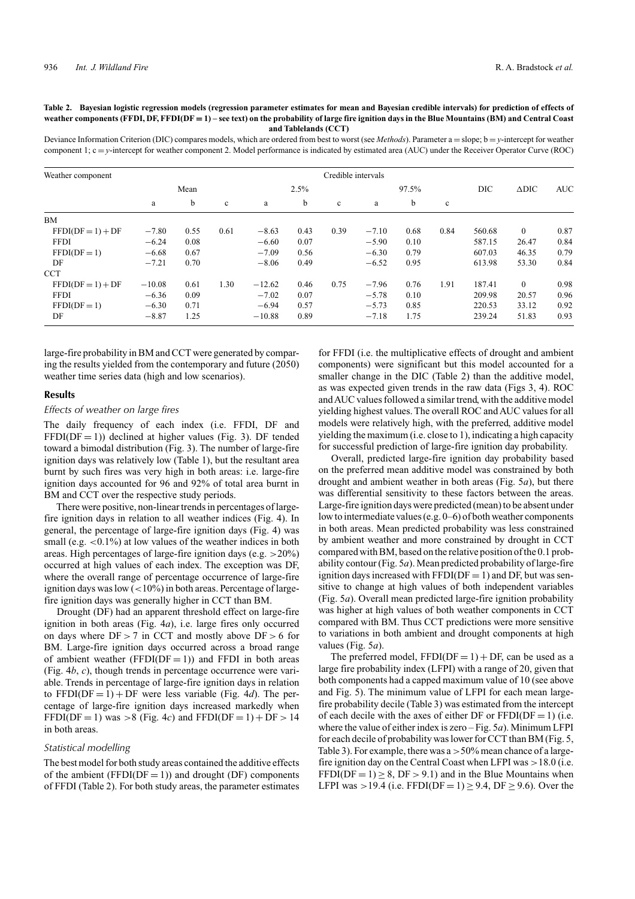**Table 2. Bayesian logistic regression models (regression parameter estimates for mean and Bayesian credible intervals) for prediction of effects of weather components (FFDI, DF, FFDI(DF = 1) – see text) on the probability of large fire ignition days in the Blue Mountains (BM) and Central Coast and Tablelands (CCT)**

Deviance Information Criterion (DIC) compares models, which are ordered from best to worst (see *Methods*). Parameter a = slope; b = *y*-intercept for weather component 1; c = *y*-intercept for weather component 2. Model performance is indicated by estimated area (AUC) under the Receiver Operator Curve (ROC)

| Weather component | Mean | | | Credible intervals 2.5% | | | Credible intervals 97.5% | | | DIC | ΔDIC | AUC |
|---|---|---|---|---|---|---|---|---|---|---|---|---|
| | a | b | c | a | b | c | a | b | c | | | |
| BM | | | | | | | | | | | | |
| FFDI(DF = 1) + DF | −7.80 | 0.55 | 0.61 | −8.63 | 0.43 | 0.39 | −7.10 | 0.68 | 0.84 | 560.68 | 0 | 0.87 |
| FFDI | −6.24 | 0.08 | | −6.60 | 0.07 | | −5.90 | 0.10 | | 587.15 | 26.47 | 0.84 |
| FFDI(DF = 1) | −6.68 | 0.67 | | −7.09 | 0.56 | | −6.30 | 0.79 | | 607.03 | 46.35 | 0.79 |
| DF | −7.21 | 0.70 | | −8.06 | 0.49 | | −6.52 | 0.95 | | 613.98 | 53.30 | 0.84 |
| CCT | | | | | | | | | | | | |
| FFDI(DF = 1) + DF | −10.08 | 0.61 | 1.30 | −12.62 | 0.46 | 0.75 | −7.96 | 0.76 | 1.91 | 187.41 | 0 | 0.98 |
| FFDI | −6.36 | 0.09 | | −7.02 | 0.07 | | −5.78 | 0.10 | | 209.98 | 20.57 | 0.96 |
| FFDI(DF = 1) | −6.30 | 0.71 | | −6.94 | 0.57 | | −5.73 | 0.85 | | 220.53 | 33.12 | 0.92 |
| DF | −8.87 | 1.25 | | −10.88 | 0.89 | | −7.18 | 1.75 | | 239.24 | 51.83 | 0.93 |

large-fire probability in BM and CCT were generated by comparing the results yielded from the contemporary and future (2050) weather time series data (high and low scenarios).

## Results

### *Effects of weather on large fires*

The daily frequency of each index (i.e. FFDI, DF and FFDI(DF = 1)) declined at higher values (Fig. 3). DF tended toward a bimodal distribution (Fig. 3). The number of large-fire ignition days was relatively low (Table 1), but the resultant area burnt by such fires was very high in both areas: i.e. large-fire ignition days accounted for 96 and 92% of total area burnt in BM and CCT over the respective study periods.

There were positive, non-linear trends in percentages of large-fire ignition days in relation to all weather indices (Fig. 4). In general, the percentage of large-fire ignition days (Fig. 4) was small (e.g. <0.1%) at low values of the weather indices in both areas. High percentages of large-fire ignition days (e.g. >20%) occurred at high values of each index. The exception was DF, where the overall range of percentage occurrence of large-fire ignition days was low (<10%) in both areas. Percentage of large-fire ignition days was generally higher in CCT than BM.

Drought (DF) had an apparent threshold effect on large-fire ignition in both areas (Fig. 4*a*), i.e. large fires only occurred on days where DF > 7 in CCT and mostly above DF > 6 for BM. Large-fire ignition days occurred across a broad range of ambient weather (FFDI(DF = 1)) and FFDI in both areas (Fig. 4*b*, *c*), though trends in percentage occurrence were variable. Trends in percentage of large-fire ignition days in relation to FFDI(DF = 1) + DF were less variable (Fig. 4*d*). The percentage of large-fire ignition days increased markedly when FFDI(DF = 1) was >8 (Fig. 4*c*) and FFDI(DF = 1) + DF > 14 in both areas.

### *Statistical modelling*

The best model for both study areas contained the additive effects of the ambient (FFDI(DF = 1)) and drought (DF) components of FFDI (Table 2). For both study areas, the parameter estimates for FFDI (i.e. the multiplicative effects of drought and ambient components) were significant but this model accounted for a smaller change in the DIC (Table 2) than the additive model, as was expected given trends in the raw data (Figs 3, 4). ROC and AUC values followed a similar trend, with the additive model yielding highest values. The overall ROC and AUC values for all models were relatively high, with the preferred, additive model yielding the maximum (i.e. close to 1), indicating a high capacity for successful prediction of large-fire ignition day probability.

Overall, predicted large-fire ignition day probability based on the preferred mean additive model was constrained by both drought and ambient weather in both areas (Fig. 5*a*), but there was differential sensitivity to these factors between the areas. Large-fire ignition days were predicted (mean) to be absent under low to intermediate values (e.g. 0–6) of both weather components in both areas. Mean predicted probability was less constrained by ambient weather and more constrained by drought in CCT compared with BM, based on the relative position of the 0.1 probability contour (Fig. 5*a*). Mean predicted probability of large-fire ignition days increased with FFDI(DF = 1) and DF, but was sensitive to change at high values of both independent variables (Fig. 5*a*). Overall mean predicted large-fire ignition probability was higher at high values of both weather components in CCT compared with BM. Thus CCT predictions were more sensitive to variations in both ambient and drought components at high values (Fig. 5*a*).

The preferred model, FFDI(DF = 1) + DF, can be used as a large fire probability index (LFPI) with a range of 20, given that both components had a capped maximum value of 10 (see above and Fig. 5). The minimum value of LFPI for each mean large-fire probability decile (Table 3) was estimated from the intercept of each decile with the axes of either DF or FFDI(DF = 1) (i.e. where the value of either index is zero – Fig. 5*a*). Minimum LFPI for each decile of probability was lower for CCT than BM (Fig. 5, Table 3). For example, there was a >50% mean chance of a large-fire ignition day on the Central Coast when LFPI was >18.0 (i.e. FFDI(DF = 1) ≥ 8, DF > 9.1) and in the Blue Mountains when LFPI was >19.4 (i.e. FFDI(DF = 1) ≥ 9.4, DF ≥ 9.6). Over the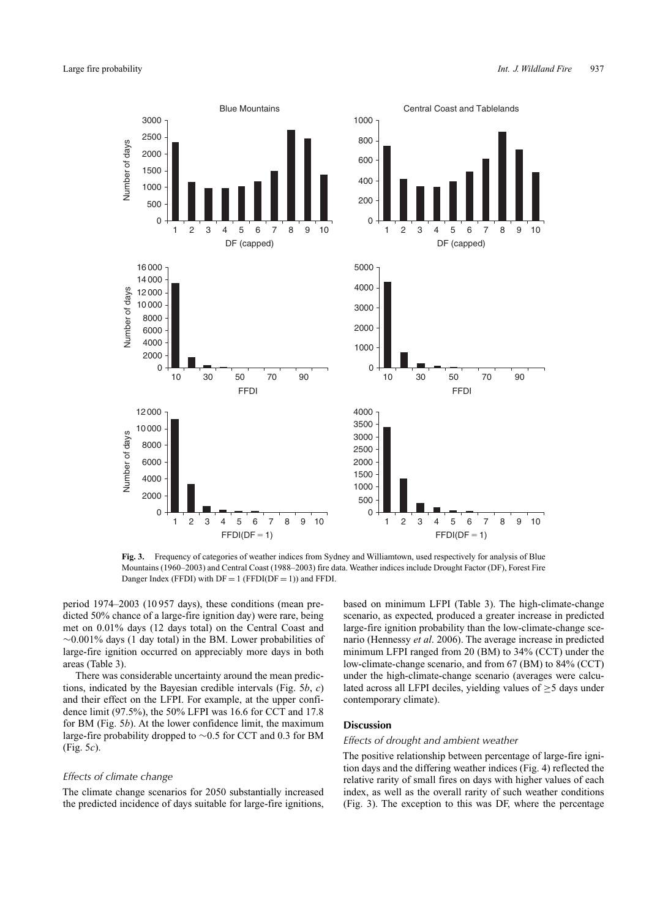**Fig. 3.** Frequency of categories of weather indices from Sydney and Williamtown, used respectively for analysis of Blue Mountains (1960–2003) and Central Coast (1988–2003) fire data. Weather indices include Drought Factor (DF), Forest Fire Danger Index (FFDI) with DF = 1 (FFDI(DF = 1)) and FFDI.

period 1974–2003 (10 957 days), these conditions (mean predicted 50% chance of a large-fire ignition day) were rare, being met on 0.01% days (12 days total) on the Central Coast and ~0.001% days (1 day total) in the BM. Lower probabilities of large-fire ignition occurred on appreciably more days in both areas (Table 3).

There was considerable uncertainty around the mean predictions, indicated by the Bayesian credible intervals (Fig. 5*b*, *c*) and their effect on the LFPI. For example, at the upper confidence limit (97.5%), the 50% LFPI was 16.6 for CCT and 17.8 for BM (Fig. 5*b*). At the lower confidence limit, the maximum large-fire probability dropped to ~0.5 for CCT and 0.3 for BM (Fig. 5*c*).

### *Effects of climate change*

The climate change scenarios for 2050 substantially increased the predicted incidence of days suitable for large-fire ignitions, based on minimum LFPI (Table 3). The high-climate-change scenario, as expected, produced a greater increase in predicted large-fire ignition probability than the low-climate-change scenario (Hennessy *et al*. 2006). The average increase in predicted minimum LFPI ranged from 20 (BM) to 34% (CCT) under the low-climate-change scenario, and from 67 (BM) to 84% (CCT) under the high-climate-change scenario (averages were calculated across all LFPI deciles, yielding values of $\geq$5 days under contemporary climate).

## Discussion

### *Effects of drought and ambient weather*

The positive relationship between percentage of large-fire ignition days and the differing weather indices (Fig. 4) reflected the relative rarity of small fires on days with higher values of each index, as well as the overall rarity of such weather conditions (Fig. 3). The exception to this was DF, where the percentage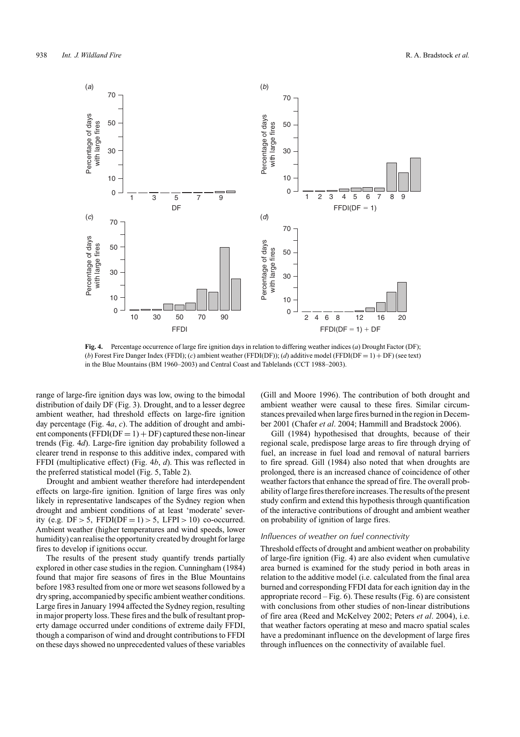**Fig. 4.** Percentage occurrence of large fire ignition days in relation to differing weather indices (*a*) Drought Factor (DF); (*b*) Forest Fire Danger Index (FFDI); (*c*) ambient weather (FFDI(DF)); (*d*) additive model (FFDI(DF = 1) + DF) (see text) in the Blue Mountains (BM 1960–2003) and Central Coast and Tablelands (CCT 1988–2003).

range of large-fire ignition days was low, owing to the bimodal distribution of daily DF (Fig. 3). Drought, and to a lesser degree ambient weather, had threshold effects on large-fire ignition day percentage (Fig. 4*a*, *c*). The addition of drought and ambient components (FFDI(DF = 1) + DF) captured these non-linear trends (Fig. 4*d*). Large-fire ignition day probability followed a clearer trend in response to this additive index, compared with FFDI (multiplicative effect) (Fig. 4*b*, *d*). This was reflected in the preferred statistical model (Fig. 5, Table 2).

Drought and ambient weather therefore had interdependent effects on large-fire ignition. Ignition of large fires was only likely in representative landscapes of the Sydney region when drought and ambient conditions of at least 'moderate' severity (e.g. DF > 5, FFDI(DF = 1) > 5, LFPI > 10) co-occurred. Ambient weather (higher temperatures and wind speeds, lower humidity) can realise the opportunity created by drought for large fires to develop if ignitions occur.

The results of the present study quantify trends partially explored in other case studies in the region. Cunningham (1984) found that major fire seasons of fires in the Blue Mountains before 1983 resulted from one or more wet seasons followed by a dry spring, accompanied by specific ambient weather conditions. Large fires in January 1994 affected the Sydney region, resulting in major property loss. These fires and the bulk of resultant property damage occurred under conditions of extreme daily FFDI, though a comparison of wind and drought contributions to FFDI on these days showed no unprecedented values of these variables (Gill and Moore 1996). The contribution of both drought and ambient weather were causal to these fires. Similar circumstances prevailed when large fires burned in the region in December 2001 (Chafer *et al*. 2004; Hammill and Bradstock 2006).

Gill (1984) hypothesised that droughts, because of their regional scale, predispose large areas to fire through drying of fuel, an increase in fuel load and removal of natural barriers to fire spread. Gill (1984) also noted that when droughts are prolonged, there is an increased chance of coincidence of other weather factors that enhance the spread of fire. The overall probability of large fires therefore increases. The results of the present study confirm and extend this hypothesis through quantification of the interactive contributions of drought and ambient weather on probability of ignition of large fires.

### *Influences of weather on fuel connectivity*

Threshold effects of drought and ambient weather on probability of large-fire ignition (Fig. 4) are also evident when cumulative area burned is examined for the study period in both areas in relation to the additive model (i.e. calculated from the final area burned and corresponding FFDI data for each ignition day in the appropriate record – Fig. 6). These results (Fig. 6) are consistent with conclusions from other studies of non-linear distributions of fire area (Reed and McKelvey 2002; Peters *et al*. 2004), i.e. that weather factors operating at meso and macro spatial scales have a predominant influence on the development of large fires through influences on the connectivity of available fuel.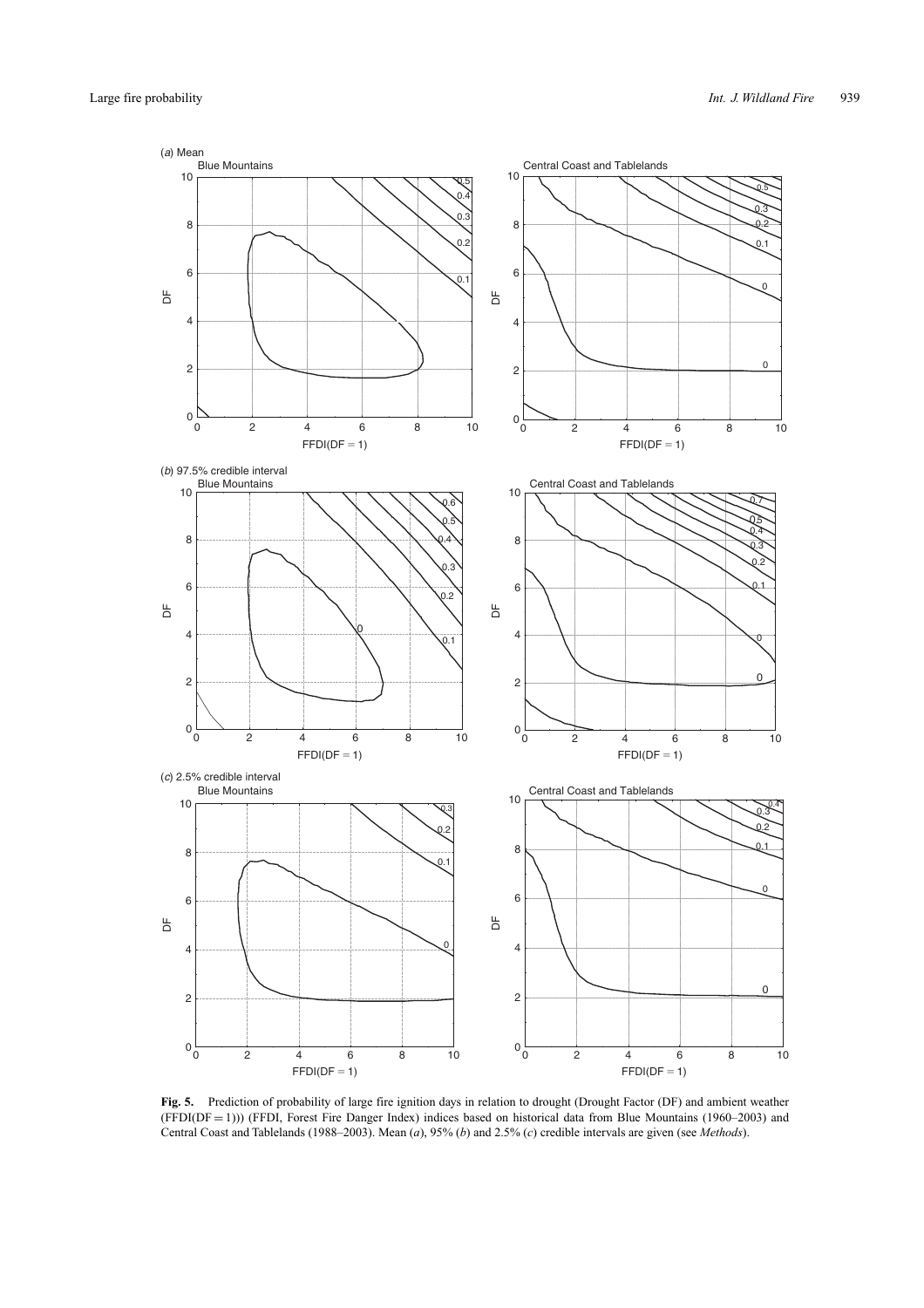**Fig. 5.** Prediction of probability of large fire ignition days in relation to drought (Drought Factor (DF) and ambient weather (FFDI(DF = 1))) (FFDI, Forest Fire Danger Index) indices based on historical data from Blue Mountains (1960–2003) and Central Coast and Tablelands (1988–2003). Mean (*a*), 95% (*b*) and 2.5% (*c*) credible intervals are given (see *Methods*).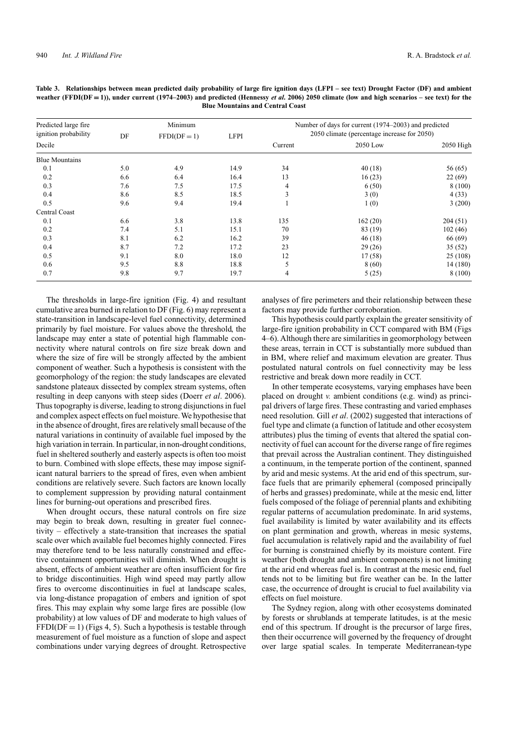**Table 3. Relationships between mean predicted daily probability of large fire ignition days (LFPI – see text) Drought Factor (DF) and ambient weather (FFDI(DF = 1)), under current (1974–2003) and predicted (Hennessy *et al*. 2006) 2050 climate (low and high scenarios – see text) for the Blue Mountains and Central Coast**

| Predicted large fire ignition probability | DF | Minimum FFDI(DF = 1) | LFPI | Number of days for current (1974–2003) and predicted 2050 climate (percentage increase for 2050) | | |
|---|---|---|---|---|---|---|
| Decile | | | | Current | 2050 Low | 2050 High |
| Blue Mountains | | | | | | |
| 0.1 | 5.0 | 4.9 | 14.9 | 34 | 40 (18) | 56 (65) |
| 0.2 | 6.6 | 6.4 | 16.4 | 13 | 16 (23) | 22 (69) |
| 0.3 | 7.6 | 7.5 | 17.5 | 4 | 6 (50) | 8 (100) |
| 0.4 | 8.6 | 8.5 | 18.5 | 3 | 3 (0) | 4 (33) |
| 0.5 | 9.6 | 9.4 | 19.4 | 1 | 1 (0) | 3 (200) |
| Central Coast | | | | | | |
| 0.1 | 6.6 | 3.8 | 13.8 | 135 | 162 (20) | 204 (51) |
| 0.2 | 7.4 | 5.1 | 15.1 | 70 | 83 (19) | 102 (46) |
| 0.3 | 8.1 | 6.2 | 16.2 | 39 | 46 (18) | 66 (69) |
| 0.4 | 8.7 | 7.2 | 17.2 | 23 | 29 (26) | 35 (52) |
| 0.5 | 9.1 | 8.0 | 18.0 | 12 | 17 (58) | 25 (108) |
| 0.6 | 9.5 | 8.8 | 18.8 | 5 | 8 (60) | 14 (180) |
| 0.7 | 9.8 | 9.7 | 19.7 | 4 | 5 (25) | 8 (100) |

The thresholds in large-fire ignition (Fig. 4) and resultant cumulative area burned in relation to DF (Fig. 6) may represent a state-transition in landscape-level fuel connectivity, determined primarily by fuel moisture. For values above the threshold, the landscape may enter a state of potential high flammable connectivity where natural controls on fire size break down and where the size of fire will be strongly affected by the ambient component of weather. Such a hypothesis is consistent with the geomorphology of the region: the study landscapes are elevated sandstone plateaux dissected by complex stream systems, often resulting in deep canyons with steep sides (Doerr *et al*. 2006). Thus topography is diverse, leading to strong disjunctions in fuel and complex aspect effects on fuel moisture. We hypothesise that in the absence of drought, fires are relatively small because of the natural variations in continuity of available fuel imposed by the high variation in terrain. In particular, in non-drought conditions, fuel in sheltered southerly and easterly aspects is often too moist to burn. Combined with slope effects, these may impose significant natural barriers to the spread of fires, even when ambient conditions are relatively severe. Such factors are known locally to complement suppression by providing natural containment lines for burning-out operations and prescribed fires.

When drought occurs, these natural controls on fire size may begin to break down, resulting in greater fuel connectivity – effectively a state-transition that increases the spatial scale over which available fuel becomes highly connected. Fires may therefore tend to be less naturally constrained and effective containment opportunities will diminish. When drought is absent, effects of ambient weather are often insufficient for fire to bridge discontinuities. High wind speed may partly allow fires to overcome discontinuities in fuel at landscape scales, via long-distance propagation of embers and ignition of spot fires. This may explain why some large fires are possible (low probability) at low values of DF and moderate to high values of FFDI(DF = 1) (Figs 4, 5). Such a hypothesis is testable through measurement of fuel moisture as a function of slope and aspect combinations under varying degrees of drought. Retrospective analyses of fire perimeters and their relationship between these factors may provide further corroboration.

This hypothesis could partly explain the greater sensitivity of large-fire ignition probability in CCT compared with BM (Figs 4–6). Although there are similarities in geomorphology between these areas, terrain in CCT is substantially more subdued than in BM, where relief and maximum elevation are greater. Thus postulated natural controls on fuel connectivity may be less restrictive and break down more readily in CCT.

In other temperate ecosystems, varying emphases have been placed on drought *v.* ambient conditions (e.g. wind) as principal drivers of large fires. These contrasting and varied emphases need resolution. Gill *et al*. (2002) suggested that interactions of fuel type and climate (a function of latitude and other ecosystem attributes) plus the timing of events that altered the spatial connectivity of fuel can account for the diverse range of fire regimes that prevail across the Australian continent. They distinguished a continuum, in the temperate portion of the continent, spanned by arid and mesic systems. At the arid end of this spectrum, surface fuels that are primarily ephemeral (composed principally of herbs and grasses) predominate, while at the mesic end, litter fuels composed of the foliage of perennial plants and exhibiting regular patterns of accumulation predominate. In arid systems, fuel availability is limited by water availability and its effects on plant germination and growth, whereas in mesic systems, fuel accumulation is relatively rapid and the availability of fuel for burning is constrained chiefly by its moisture content. Fire weather (both drought and ambient components) is not limiting at the arid end whereas fuel is. In contrast at the mesic end, fuel tends not to be limiting but fire weather can be. In the latter case, the occurrence of drought is crucial to fuel availability via effects on fuel moisture.

The Sydney region, along with other ecosystems dominated by forests or shrublands at temperate latitudes, is at the mesic end of this spectrum. If drought is the precursor of large fires, then their occurrence will governed by the frequency of drought over large spatial scales. In temperate Mediterranean-type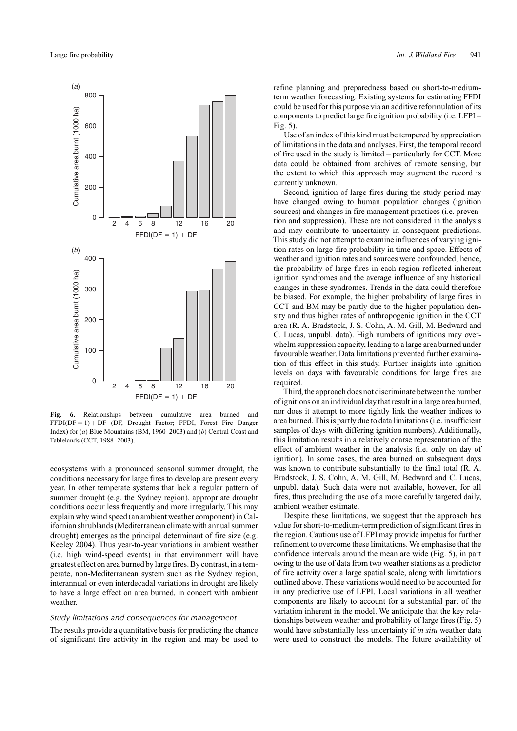(a)

800

600

400

200

0

Cumulative area burnt (1000 ha)

2 4 6 8 12 16 20

FFDI(DF = 1) + DF

(b)

400

300

200

100

0

Cumulative area burnt (1000 ha)

2 4 6 8 12 16 20

FFDI(DF = 1) + DF

**Fig. 6.** Relationships between cumulative area burned and FFDI(DF = 1) + DF (DF, Drought Factor; FFDI, Forest Fire Danger Index) for (*a*) Blue Mountains (BM, 1960–2003) and (*b*) Central Coast and Tablelands (CCT, 1988–2003).

ecosystems with a pronounced seasonal summer drought, the conditions necessary for large fires to develop are present every year. In other temperate systems that lack a regular pattern of summer drought (e.g. the Sydney region), appropriate drought conditions occur less frequently and more irregularly. This may explain why wind speed (an ambient weather component) in Californian shrublands (Mediterranean climate with annual summer drought) emerges as the principal determinant of fire size (e.g. Keeley 2004). Thus year-to-year variations in ambient weather (i.e. high wind-speed events) in that environment will have greatest effect on area burned by large fires. By contrast, in a temperate, non-Mediterranean system such as the Sydney region, interannual or even interdecadal variations in drought are likely to have a large effect on area burned, in concert with ambient weather.

### *Study limitations and consequences for management*

The results provide a quantitative basis for predicting the chance of significant fire activity in the region and may be used to refine planning and preparedness based on short-to-medium-term weather forecasting. Existing systems for estimating FFDI could be used for this purpose via an additive reformulation of its components to predict large fire ignition probability (i.e. LFPI – Fig. 5).

Use of an index of this kind must be tempered by appreciation of limitations in the data and analyses. First, the temporal record of fire used in the study is limited – particularly for CCT. More data could be obtained from archives of remote sensing, but the extent to which this approach may augment the record is currently unknown.

Second, ignition of large fires during the study period may have changed owing to human population changes (ignition sources) and changes in fire management practices (i.e. prevention and suppression). These are not considered in the analysis and may contribute to uncertainty in consequent predictions. This study did not attempt to examine influences of varying ignition rates on large-fire probability in time and space. Effects of weather and ignition rates and sources were confounded; hence, the probability of large fires in each region reflected inherent ignition syndromes and the average influence of any historical changes in these syndromes. Trends in the data could therefore be biased. For example, the higher probability of large fires in CCT and BM may be partly due to the higher population density and thus higher rates of anthropogenic ignition in the CCT area (R. A. Bradstock, J. S. Cohn, A. M. Gill, M. Bedward and C. Lucas, unpubl. data). High numbers of ignitions may overwhelm suppression capacity, leading to a large area burned under favourable weather. Data limitations prevented further examination of this effect in this study. Further insights into ignition levels on days with favourable conditions for large fires are required.

Third, the approach does not discriminate between the number of ignitions on an individual day that result in a large area burned, nor does it attempt to more tightly link the weather indices to area burned. This is partly due to data limitations (i.e. insufficient samples of days with differing ignition numbers). Additionally, this limitation results in a relatively coarse representation of the effect of ambient weather in the analysis (i.e. only on day of ignition). In some cases, the area burned on subsequent days was known to contribute substantially to the final total (R. A. Bradstock, J. S. Cohn, A. M. Gill, M. Bedward and C. Lucas, unpubl. data). Such data were not available, however, for all fires, thus precluding the use of a more carefully targeted daily, ambient weather estimate.

Despite these limitations, we suggest that the approach has value for short-to-medium-term prediction of significant fires in the region. Cautious use of LFPI may provide impetus for further refinement to overcome these limitations. We emphasise that the confidence intervals around the mean are wide (Fig. 5), in part owing to the use of data from two weather stations as a predictor of fire activity over a large spatial scale, along with limitations outlined above. These variations would need to be accounted for in any predictive use of LFPI. Local variations in all weather components are likely to account for a substantial part of the variation inherent in the model. We anticipate that the key relationships between weather and probability of large fires (Fig. 5) would have substantially less uncertainty if *in situ* weather data were used to construct the models. The future availability of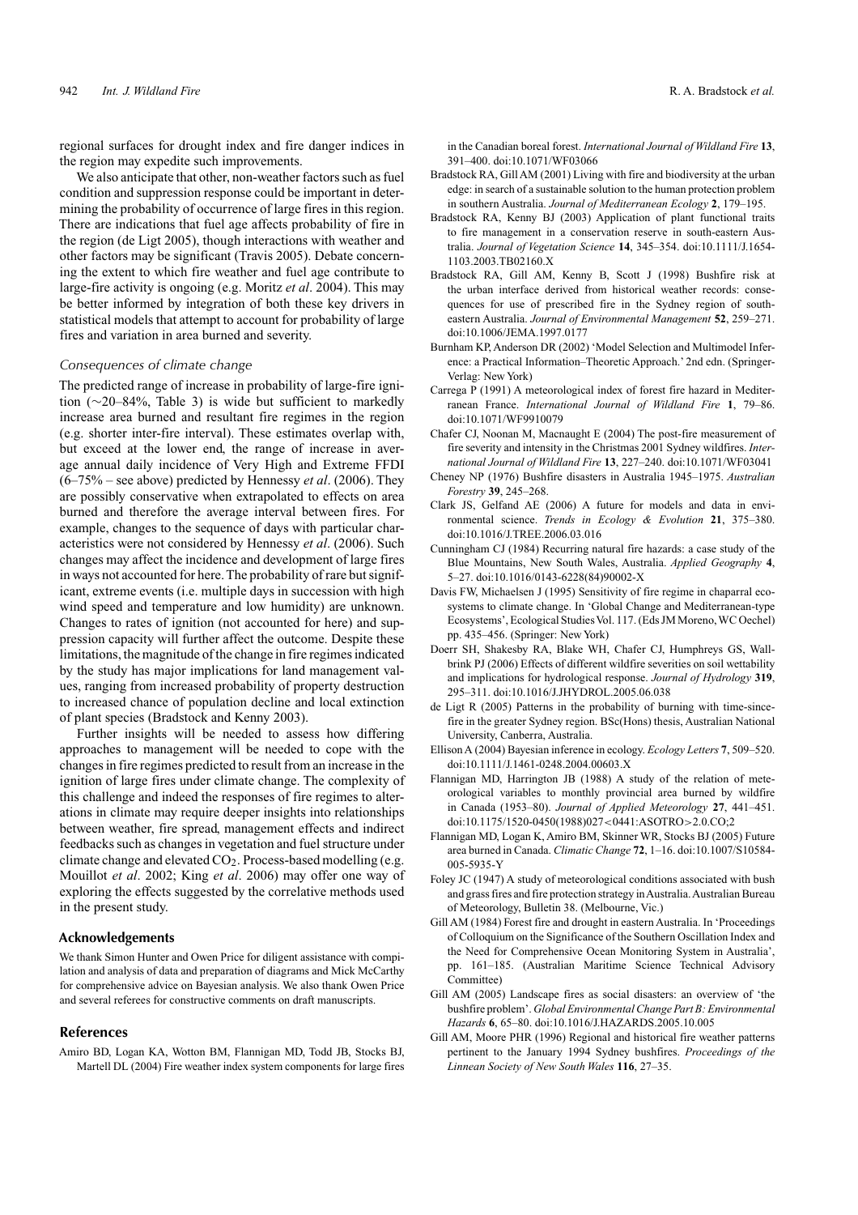regional surfaces for drought index and fire danger indices in the region may expedite such improvements.

We also anticipate that other, non-weather factors such as fuel condition and suppression response could be important in determining the probability of occurrence of large fires in this region. There are indications that fuel age affects probability of fire in the region (de Ligt 2005), though interactions with weather and other factors may be significant (Travis 2005). Debate concerning the extent to which fire weather and fuel age contribute to large-fire activity is ongoing (e.g. Moritz *et al*. 2004). This may be better informed by integration of both these key drivers in statistical models that attempt to account for probability of large fires and variation in area burned and severity.

### *Consequences of climate change*

The predicted range of increase in probability of large-fire ignition (~20–84%, Table 3) is wide but sufficient to markedly increase area burned and resultant fire regimes in the region (e.g. shorter inter-fire interval). These estimates overlap with, but exceed at the lower end, the range of increase in average annual daily incidence of Very High and Extreme FFDI (6–75% – see above) predicted by Hennessy *et al*. (2006). They are possibly conservative when extrapolated to effects on area burned and therefore the average interval between fires. For example, changes to the sequence of days with particular characteristics were not considered by Hennessy *et al*. (2006). Such changes may affect the incidence and development of large fires in ways not accounted for here. The probability of rare but significant, extreme events (i.e. multiple days in succession with high wind speed and temperature and low humidity) are unknown. Changes to rates of ignition (not accounted for here) and suppression capacity will further affect the outcome. Despite these limitations, the magnitude of the change in fire regimes indicated by the study has major implications for land management values, ranging from increased probability of property destruction to increased chance of population decline and local extinction of plant species (Bradstock and Kenny 2003).

Further insights will be needed to assess how differing approaches to management will be needed to cope with the changes in fire regimes predicted to result from an increase in the ignition of large fires under climate change. The complexity of this challenge and indeed the responses of fire regimes to alterations in climate may require deeper insights into relationships between weather, fire spread, management effects and indirect feedbacks such as changes in vegetation and fuel structure under climate change and elevated $CO_2$. Process-based modelling (e.g. Mouillot *et al*. 2002; King *et al*. 2006) may offer one way of exploring the effects suggested by the correlative methods used in the present study.

## Acknowledgements

We thank Simon Hunter and Owen Price for diligent assistance with compilation and analysis of data and preparation of diagrams and Mick McCarthy for comprehensive advice on Bayesian analysis. We also thank Owen Price and several referees for constructive comments on draft manuscripts.

## References

Amiro BD, Logan KA, Wotton BM, Flannigan MD, Todd JB, Stocks BJ, Martell DL (2004) Fire weather index system components for large fires in the Canadian boreal forest. *International Journal of Wildland Fire* **13**, 391–400. doi:10.1071/WF03066

Bradstock RA, Gill AM (2001) Living with fire and biodiversity at the urban edge: in search of a sustainable solution to the human protection problem in southern Australia. *Journal of Mediterranean Ecology* **2**, 179–195.

Bradstock RA, Kenny BJ (2003) Application of plant functional traits to fire management in a conservation reserve in south-eastern Australia. *Journal of Vegetation Science* **14**, 345–354. doi:10.1111/J.1654-1103.2003.TB02160.X

Bradstock RA, Gill AM, Kenny B, Scott J (1998) Bushfire risk at the urban interface derived from historical weather records: consequences for use of prescribed fire in the Sydney region of south-eastern Australia. *Journal of Environmental Management* **52**, 259–271. doi:10.1006/JEMA.1997.0177

Burnham KP, Anderson DR (2002) 'Model Selection and Multimodel Inference: a Practical Information–Theoretic Approach.' 2nd edn. (Springer-Verlag: New York)

Carrega P (1991) A meteorological index of forest fire hazard in Mediterranean France. *International Journal of Wildland Fire* **1**, 79–86. doi:10.1071/WF9910079

Chafer CJ, Noonan M, Macnaught E (2004) The post-fire measurement of fire severity and intensity in the Christmas 2001 Sydney wildfires. *International Journal of Wildland Fire* **13**, 227–240. doi:10.1071/WF03041

Cheney NP (1976) Bushfire disasters in Australia 1945–1975. *Australian Forestry* **39**, 245–268.

Clark JS, Gelfand AE (2006) A future for models and data in environmental science. *Trends in Ecology & Evolution* **21**, 375–380. doi:10.1016/J.TREE.2006.03.016

Cunningham CJ (1984) Recurring natural fire hazards: a case study of the Blue Mountains, New South Wales, Australia. *Applied Geography* **4**, 5–27. doi:10.1016/0143-6228(84)90002-X

Davis FW, Michaelsen J (1995) Sensitivity of fire regime in chaparral ecosystems to climate change. In 'Global Change and Mediterranean-type Ecosystems', Ecological Studies Vol. 117. (Eds JM Moreno, WC Oechel) pp. 435–456. (Springer: New York)

Doerr SH, Shakesby RA, Blake WH, Chafer CJ, Humphreys GS, Wallbrink PJ (2006) Effects of different wildfire severities on soil wettability and implications for hydrological response. *Journal of Hydrology* **319**, 295–311. doi:10.1016/J.JHYDROL.2005.06.038

de Ligt R (2005) Patterns in the probability of burning with time-since-fire in the greater Sydney region. BSc(Hons) thesis, Australian National University, Canberra, Australia.

Ellison A (2004) Bayesian inference in ecology. *Ecology Letters* **7**, 509–520. doi:10.1111/J.1461-0248.2004.00603.X

Flannigan MD, Harrington JB (1988) A study of the relation of meteorological variables to monthly provincial area burned by wildfire in Canada (1953–80). *Journal of Applied Meteorology* **27**, 441–451. doi:10.1175/1520-0450(1988)027<0441:ASOTRO>2.0.CO;2

Flannigan MD, Logan K, Amiro BM, Skinner WR, Stocks BJ (2005) Future area burned in Canada. *Climatic Change* **72**, 1–16. doi:10.1007/S10584-005-5935-Y

Foley JC (1947) A study of meteorological conditions associated with bush and grass fires and fire protection strategy in Australia. Australian Bureau of Meteorology, Bulletin 38. (Melbourne, Vic.)

Gill AM (1984) Forest fire and drought in eastern Australia. In 'Proceedings of Colloquium on the Significance of the Southern Oscillation Index and the Need for Comprehensive Ocean Monitoring System in Australia', pp. 161–185. (Australian Maritime Science Technical Advisory Committee)

Gill AM (2005) Landscape fires as social disasters: an overview of 'the bushfire problem'. *Global Environmental Change Part B: Environmental Hazards* **6**, 65–80. doi:10.1016/J.HAZARDS.2005.10.005

Gill AM, Moore PHR (1996) Regional and historical fire weather patterns pertinent to the January 1994 Sydney bushfires. *Proceedings of the Linnean Society of New South Wales* **116**, 27–35.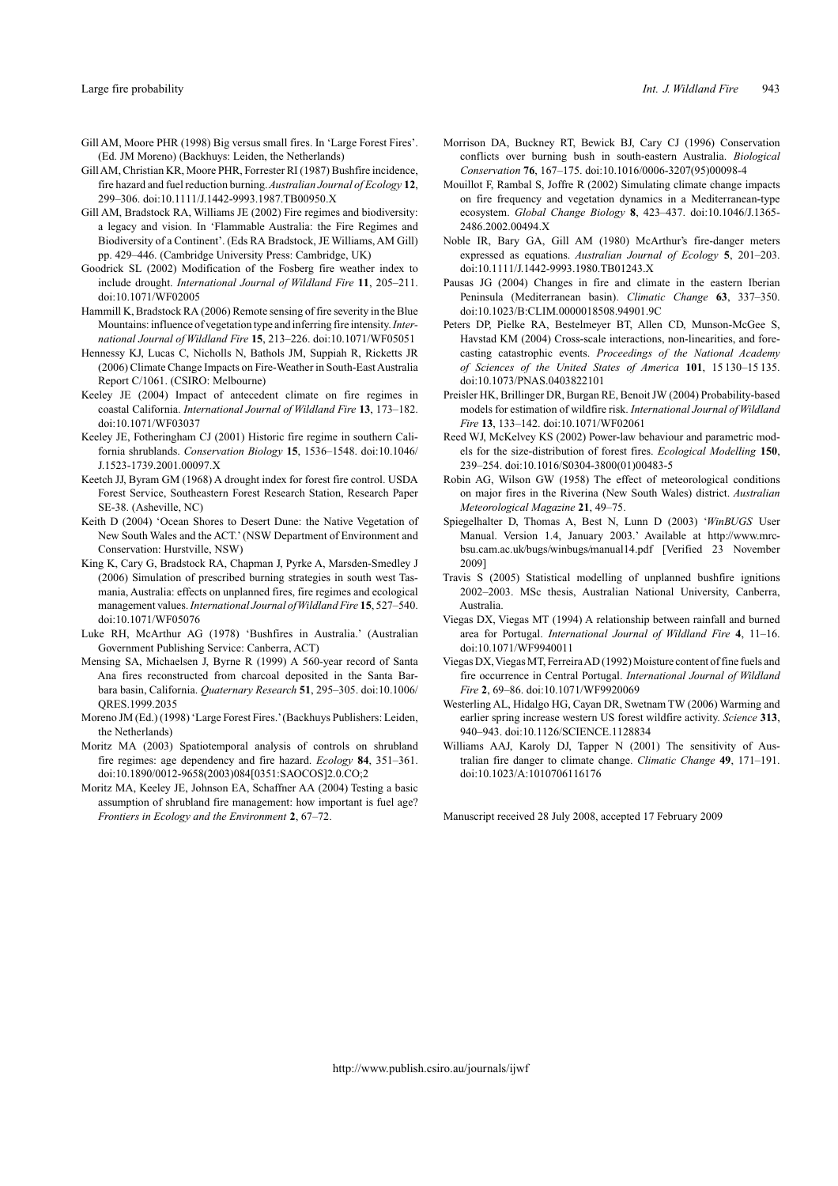Gill AM, Moore PHR (1998) Big versus small fires. In 'Large Forest Fires'. (Ed. JM Moreno) (Backhuys: Leiden, the Netherlands)

Gill AM, Christian KR, Moore PHR, Forrester RI (1987) Bushfire incidence, fire hazard and fuel reduction burning. *Australian Journal of Ecology* **12**, 299–306. doi:10.1111/J.1442-9993.1987.TB00950.X

Gill AM, Bradstock RA, Williams JE (2002) Fire regimes and biodiversity: a legacy and vision. In 'Flammable Australia: the Fire Regimes and Biodiversity of a Continent'. (Eds RA Bradstock, JE Williams, AM Gill) pp. 429–446. (Cambridge University Press: Cambridge, UK)

Goodrick SL (2002) Modification of the Fosberg fire weather index to include drought. *International Journal of Wildland Fire* **11**, 205–211. doi:10.1071/WF02005

Hammill K, Bradstock RA (2006) Remote sensing of fire severity in the Blue Mountains: influence of vegetation type and inferring fire intensity. *International Journal of Wildland Fire* **15**, 213–226. doi:10.1071/WF05051

Hennessy KJ, Lucas C, Nicholls N, Bathols JM, Suppiah R, Ricketts JR (2006) Climate Change Impacts on Fire-Weather in South-East Australia Report C/1061. (CSIRO: Melbourne)

Keeley JE (2004) Impact of antecedent climate on fire regimes in coastal California. *International Journal of Wildland Fire* **13**, 173–182. doi:10.1071/WF03037

Keeley JE, Fotheringham CJ (2001) Historic fire regime in southern California shrublands. *Conservation Biology* **15**, 1536–1548. doi:10.1046/J.1523-1739.2001.00097.X

Keetch JJ, Byram GM (1968) A drought index for forest fire control. USDA Forest Service, Southeastern Forest Research Station, Research Paper SE-38. (Asheville, NC)

Keith D (2004) 'Ocean Shores to Desert Dune: the Native Vegetation of New South Wales and the ACT.' (NSW Department of Environment and Conservation: Hurstville, NSW)

King K, Cary G, Bradstock RA, Chapman J, Pyrke A, Marsden-Smedley J (2006) Simulation of prescribed burning strategies in south west Tasmania, Australia: effects on unplanned fires, fire regimes and ecological management values. *International Journal of Wildland Fire* **15**, 527–540. doi:10.1071/WF05076

Luke RH, McArthur AG (1978) 'Bushfires in Australia.' (Australian Government Publishing Service: Canberra, ACT)

Mensing SA, Michaelsen J, Byrne R (1999) A 560-year record of Santa Ana fires reconstructed from charcoal deposited in the Santa Barbara basin, California. *Quaternary Research* **51**, 295–305. doi:10.1006/QRES.1999.2035

Moreno JM (Ed.) (1998) 'Large Forest Fires.' (Backhuys Publishers: Leiden, the Netherlands)

Moritz MA (2003) Spatiotemporal analysis of controls on shrubland fire regimes: age dependency and fire hazard. *Ecology* **84**, 351–361. doi:10.1890/0012-9658(2003)084[0351:SAOCOS]2.0.CO;2

Moritz MA, Keeley JE, Johnson EA, Schaffner AA (2004) Testing a basic assumption of shrubland fire management: how important is fuel age? *Frontiers in Ecology and the Environment* **2**, 67–72.

Morrison DA, Buckney RT, Bewick BJ, Cary CJ (1996) Conservation conflicts over burning bush in south-eastern Australia. *Biological Conservation* **76**, 167–175. doi:10.1016/0006-3207(95)00098-4

Mouillot F, Rambal S, Joffre R (2002) Simulating climate change impacts on fire frequency and vegetation dynamics in a Mediterranean-type ecosystem. *Global Change Biology* **8**, 423–437. doi:10.1046/J.1365-2486.2002.00494.X

Noble IR, Bary GA, Gill AM (1980) McArthur's fire-danger meters expressed as equations. *Australian Journal of Ecology* **5**, 201–203. doi:10.1111/J.1442-9993.1980.TB01243.X

Pausas JG (2004) Changes in fire and climate in the eastern Iberian Peninsula (Mediterranean basin). *Climatic Change* **63**, 337–350. doi:10.1023/B:CLIM.0000018508.94901.9C

Peters DP, Pielke RA, Bestelmeyer BT, Allen CD, Munson-McGee S, Havstad KM (2004) Cross-scale interactions, non-linearities, and forecasting catastrophic events. *Proceedings of the National Academy of Sciences of the United States of America* **101**, 15 130–15 135. doi:10.1073/PNAS.0403822101

Preisler HK, Brillinger DR, Burgan RE, Benoit JW (2004) Probability-based models for estimation of wildfire risk. *International Journal of Wildland Fire* **13**, 133–142. doi:10.1071/WF02061

Reed WJ, McKelvey KS (2002) Power-law behaviour and parametric models for the size-distribution of forest fires. *Ecological Modelling* **150**, 239–254. doi:10.1016/S0304-3800(01)00483-5

Robin AG, Wilson GW (1958) The effect of meteorological conditions on major fires in the Riverina (New South Wales) district. *Australian Meteorological Magazine* **21**, 49–75.

Spiegelhalter D, Thomas A, Best N, Lunn D (2003) '*WinBUGS* User Manual. Version 1.4, January 2003.' Available at http://www.mrc-bsu.cam.ac.uk/bugs/winbugs/manual14.pdf [Verified 23 November 2009]

Travis S (2005) Statistical modelling of unplanned bushfire ignitions 2002–2003. MSc thesis, Australian National University, Canberra, Australia.

Viegas DX, Viegas MT (1994) A relationship between rainfall and burned area for Portugal. *International Journal of Wildland Fire* **4**, 11–16. doi:10.1071/WF9940011

Viegas DX, Viegas MT, Ferreira AD (1992) Moisture content of fine fuels and fire occurrence in Central Portugal. *International Journal of Wildland Fire* **2**, 69–86. doi:10.1071/WF9920069

Westerling AL, Hidalgo HG, Cayan DR, Swetnam TW (2006) Warming and earlier spring increase western US forest wildfire activity. *Science* **313**, 940–943. doi:10.1126/SCIENCE.1128834

Williams AAJ, Karoly DJ, Tapper N (2001) The sensitivity of Australian fire danger to climate change. *Climatic Change* **49**, 171–191. doi:10.1023/A:1010706116176

Manuscript received 28 July 2008, accepted 17 February 2009